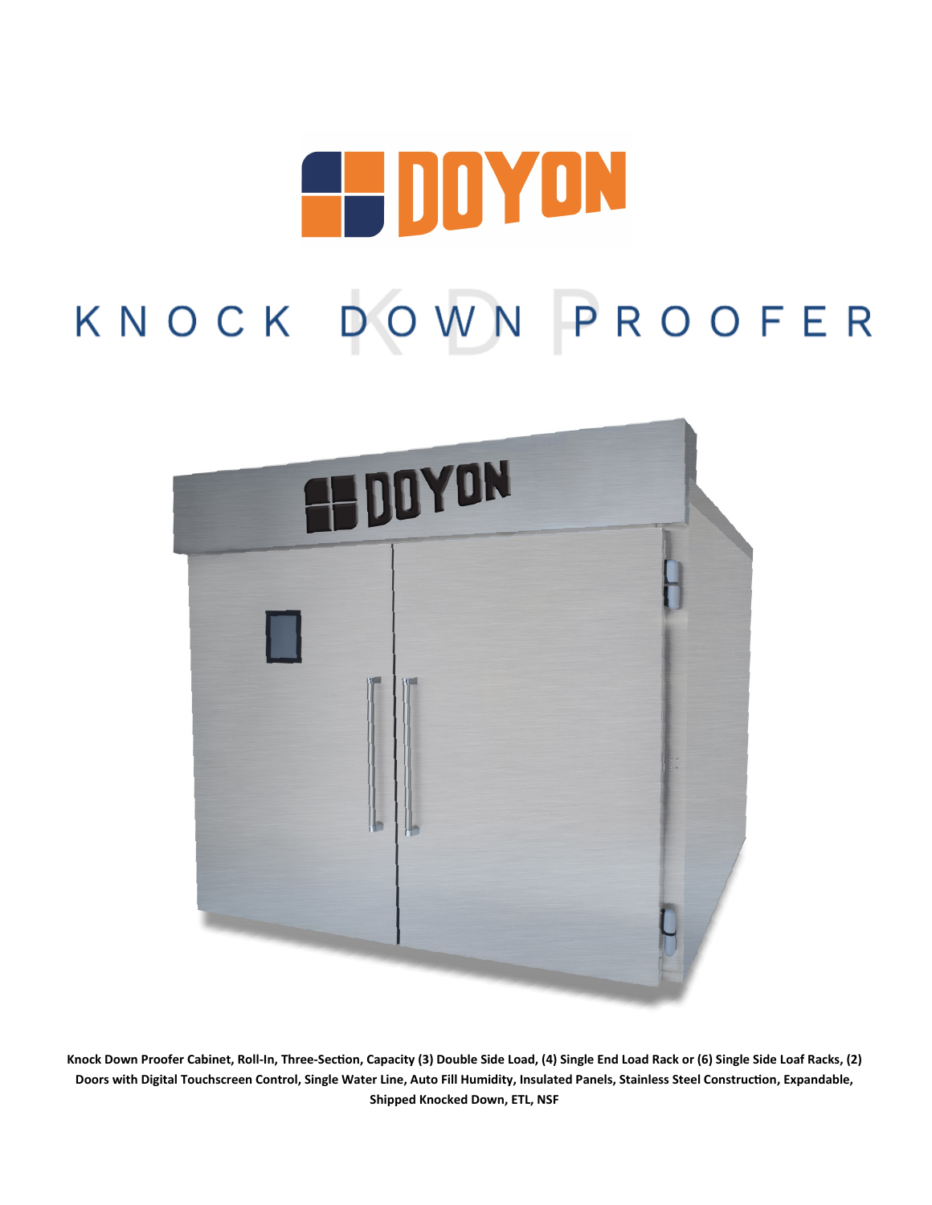# DOYON

# KNOCK DOWN PROOFER

**Knock Down Proofer Cabinet, Roll-In, Three-Section, Capacity (3) Double Side Load, (4) Single End Load Rack or (6) Single Side Loaf Racks, (2) Doors with Digital Touchscreen Control, Single Water Line, Auto Fill Humidity, Insulated Panels, Stainless Steel Construction, Expandable, Shipped Knocked Down, ETL, NSF**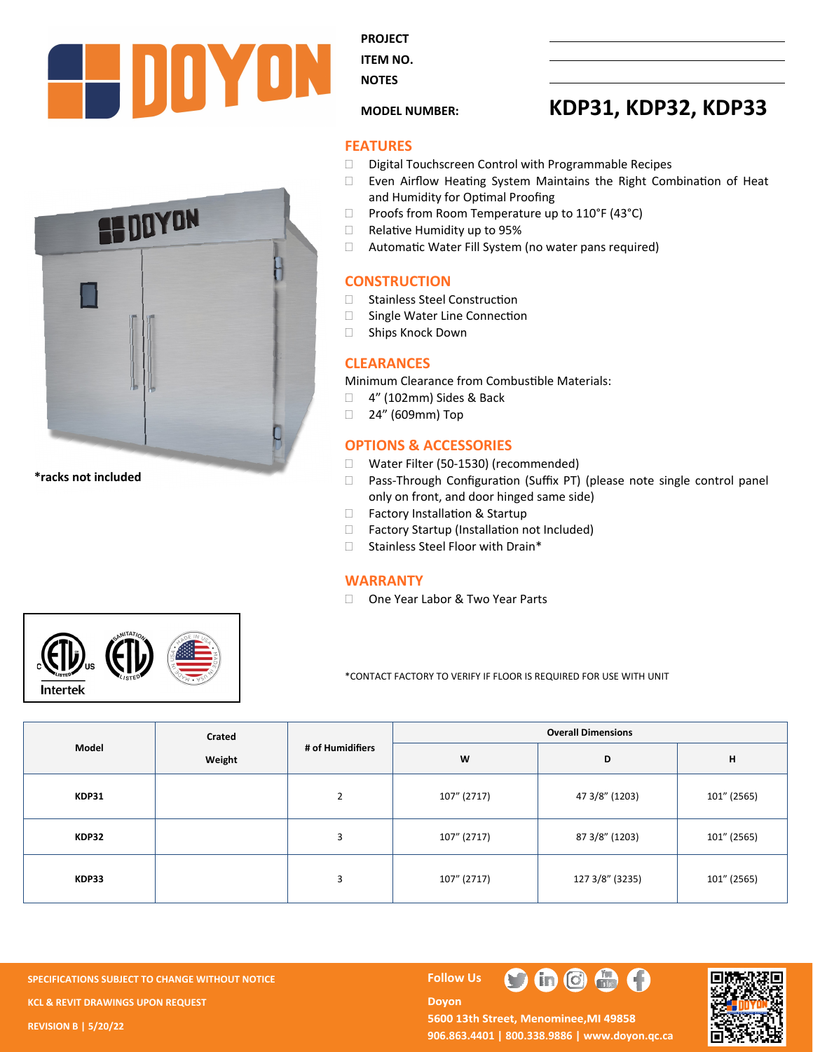PROJECT

ITEM NO.

NOTES

MODEL NUMBER: **KDP31, KDP32, KDP33**

*racks not included

## FEATURES

- Digital Touchscreen Control with Programmable Recipes
- Even Airflow Heating System Maintains the Right Combination of Heat and Humidity for Optimal Proofing
- Proofs from Room Temperature up to 110°F (43°C)
- Relative Humidity up to 95%
- Automatic Water Fill System (no water pans required)

## CONSTRUCTION

- Stainless Steel Construction
- Single Water Line Connection
- Ships Knock Down

## CLEARANCES

Minimum Clearance from Combustible Materials:

- 4" (102mm) Sides & Back
- 24" (609mm) Top

## OPTIONS & ACCESSORIES

- Water Filter (50-1530) (recommended)
- Pass-Through Configuration (Suffix PT) (please note single control panel only on front, and door hinged same side)
- Factory Installation & Startup
- Factory Startup (Installation not Included)
- Stainless Steel Floor with Drain*

## WARRANTY

- One Year Labor & Two Year Parts

Intertek

*CONTACT FACTORY TO VERIFY IF FLOOR IS REQUIRED FOR USE WITH UNIT

| Model | Crated Weight | # of Humidifiers | Overall Dimensions | | |
|---|---|---|---|---|---|
| | | | W | D | H |
| KDP31 | | 2 | 107" (2717) | 47 3/8" (1203) | 101" (2565) |
| KDP32 | | 3 | 107" (2717) | 87 3/8" (1203) | 101" (2565) |
| KDP33 | | 3 | 107" (2717) | 127 3/8" (3235) | 101" (2565) |

SPECIFICATIONS SUBJECT TO CHANGE WITHOUT NOTICE

KCL & REVIT DRAWINGS UPON REQUEST

REVISION B | 5/20/22

Follow Us

Doyon

5600 13th Street, Menominee,MI 49858

906.863.4401 | 800.338.9886 | www.doyon.qc.ca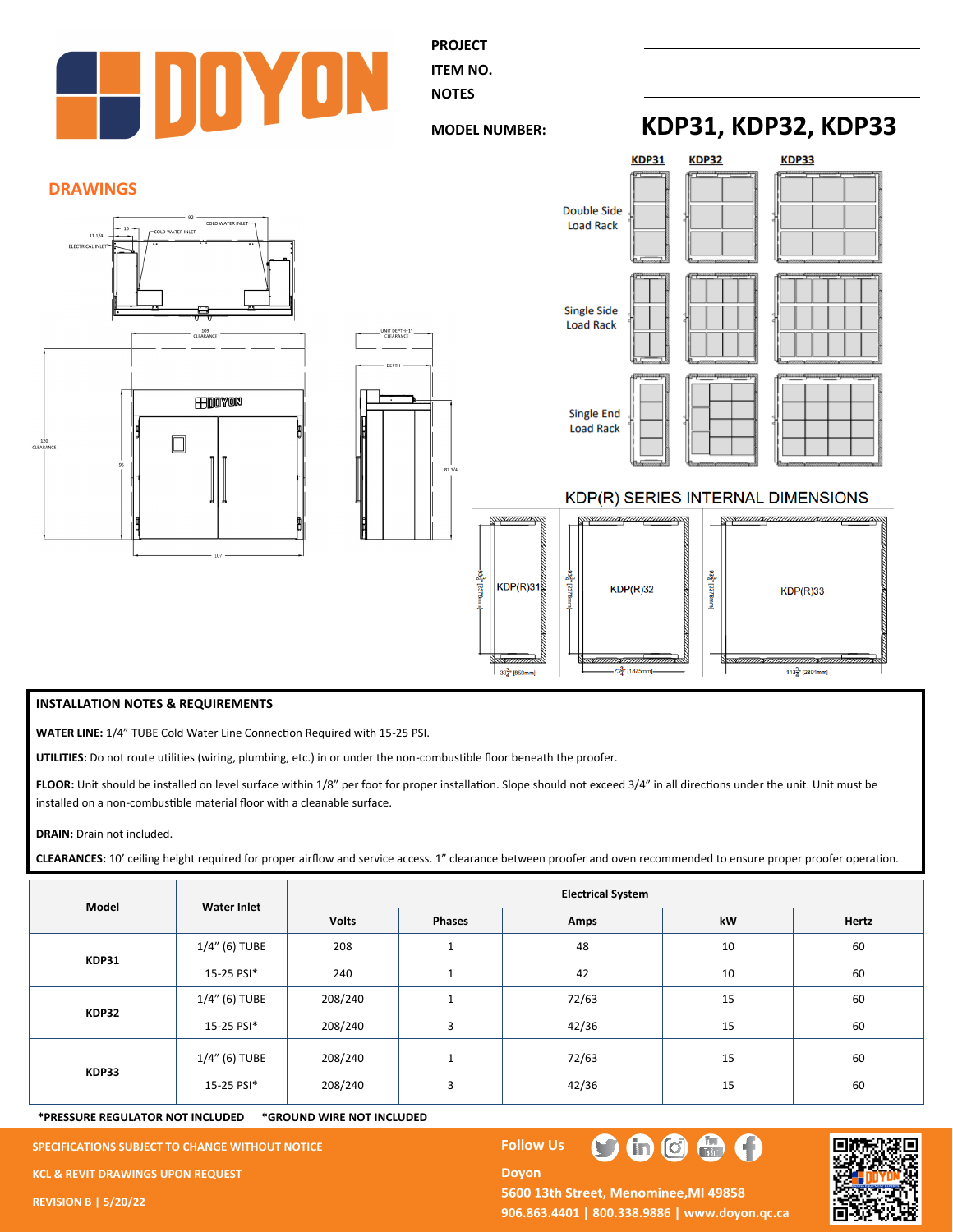DOYON

PROJECT

ITEM NO.

NOTES

MODEL NUMBER: **KDP31, KDP32, KDP33**

## DRAWINGS

KDP31 KDP32 KDP33

Double Side Load Rack

Single Side Load Rack

Single End Load Rack

KDP(R) SERIES INTERNAL DIMENSIONS

## INSTALLATION NOTES & REQUIREMENTS

**WATER LINE:** 1/4" TUBE Cold Water Line Connection Required with 15-25 PSI.

**UTILITIES:** Do not route utilities (wiring, plumbing, etc.) in or under the non-combustible floor beneath the proofer.

**FLOOR:** Unit should be installed on level surface within 1/8" per foot for proper installation. Slope should not exceed 3/4" in all directions under the unit. Unit must be installed on a non-combustible material floor with a cleanable surface.

**DRAIN:** Drain not included.

**CLEARANCES:** 10' ceiling height required for proper airflow and service access. 1" clearance between proofer and oven recommended to ensure proper proofer operation.

| Model | Water Inlet | Electrical System | | | | |
|---|---|---|---|---|---|---|
| | | Volts | Phases | Amps | kW | Hertz |
| KDP31 | 1/4" (6) TUBE | 208 | 1 | 48 | 10 | 60 |
| | 15-25 PSI* | 240 | 1 | 42 | 10 | 60 |
| KDP32 | 1/4" (6) TUBE | 208/240 | 1 | 72/63 | 15 | 60 |
| | 15-25 PSI* | 208/240 | 3 | 42/36 | 15 | 60 |
| KDP33 | 1/4" (6) TUBE | 208/240 | 1 | 72/63 | 15 | 60 |
| | 15-25 PSI* | 208/240 | 3 | 42/36 | 15 | 60 |

**\*PRESSURE REGULATOR NOT INCLUDED** **\*GROUND WIRE NOT INCLUDED**

SPECIFICATIONS SUBJECT TO CHANGE WITHOUT NOTICE

KCL & REVIT DRAWINGS UPON REQUEST

REVISION B | 5/20/22

Follow Us

Doyon
5600 13th Street, Menominee,MI 49858
906.863.4401 | 800.338.9886 | www.doyon.qc.ca